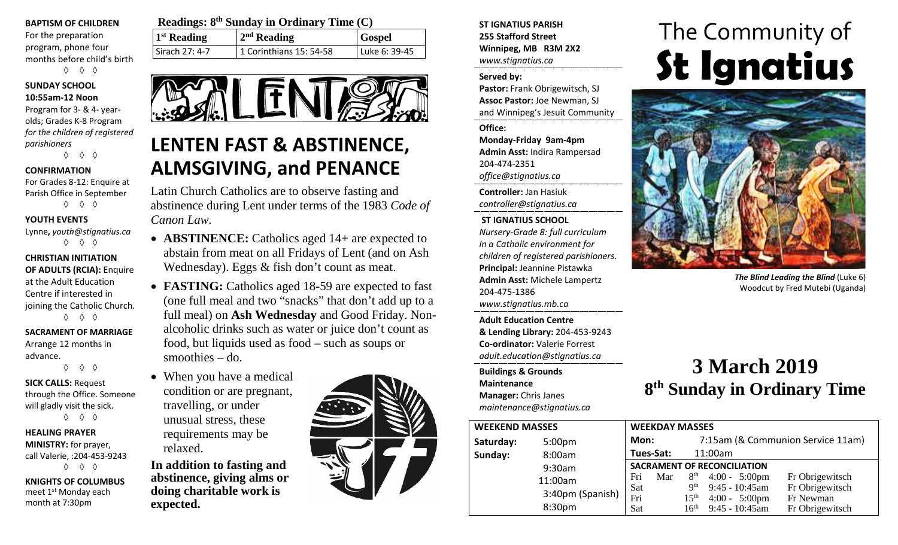**BAPTISM OF CHILDREN**

For the preparation program, phone four months before child's birth

◊ ◊ ◊

**SUNDAY SCHOOL**
**10:55am-12 Noon**

Program for 3- & 4- year-olds; Grades K-8 Program *for the children of registered parishioners*

◊ ◊ ◊

**CONFIRMATION**

For Grades 8-12: Enquire at Parish Office in September

◊ ◊ ◊

**YOUTH EVENTS**

Lynne, *youth@stignatius.ca*

◊ ◊ ◊

**CHRISTIAN INITIATION OF ADULTS (RCIA):** Enquire at the Adult Education Centre if interested in joining the Catholic Church.

◊ ◊ ◊

**SACRAMENT OF MARRIAGE**

Arrange 12 months in advance.

◊ ◊ ◊

**SICK CALLS:** Request through the Office. Someone will gladly visit the sick.

◊ ◊ ◊

**HEALING PRAYER MINISTRY:** for prayer, call Valerie, :204-453-9243

◊ ◊ ◊

**KNIGHTS OF COLUMBUS** meet 1st Monday each month at 7:30pm

**Readings: 8th Sunday in Ordinary Time (C)**

| 1st Reading | 2nd Reading | Gospel |
|---|---|---|
| Sirach 27: 4-7 | 1 Corinthians 15: 54-58 | Luke 6: 39-45 |

LENT

## LENTEN FAST & ABSTINENCE, ALMSGIVING, and PENANCE

Latin Church Catholics are to observe fasting and abstinence during Lent under terms of the 1983 *Code of Canon Law*.

- **ABSTINENCE:** Catholics aged 14+ are expected to abstain from meat on all Fridays of Lent (and on Ash Wednesday). Eggs & fish don't count as meat.
- **FASTING:** Catholics aged 18-59 are expected to fast (one full meal and two "snacks" that don't add up to a full meal) on **Ash Wednesday** and Good Friday. Non-alcoholic drinks such as water or juice don't count as food, but liquids used as food – such as soups or smoothies – do.
- When you have a medical condition or are pregnant, travelling, or under unusual stress, these requirements may be relaxed.

**In addition to fasting and abstinence, giving alms or doing charitable work is expected.**

**ST IGNATIUS PARISH**
**255 Stafford Street**
**Winnipeg, MB R3M 2X2**
*www.stignatius.ca*

**Served by:**
**Pastor:** Frank Obrigewitsch, SJ
**Assoc Pastor:** Joe Newman, SJ
and Winnipeg's Jesuit Community

**Office:**
**Monday-Friday 9am-4pm**
**Admin Asst:** Indira Rampersad
204-474-2351
*office@stignatius.ca*

**Controller:** Jan Hasiuk
*controller@stignatius.ca*

**ST IGNATIUS SCHOOL**
*Nursery-Grade 8: full curriculum in a Catholic environment for children of registered parishioners.*
**Principal:** Jeannine Pistawka
**Admin Asst:** Michele Lampertz
204-475-1386
*www.stignatius.mb.ca*

**Adult Education Centre & Lending Library:** 204-453-9243
**Co-ordinator:** Valerie Forrest
*adult.education@stignatius.ca*

**Buildings & Grounds Maintenance**
**Manager:** Chris Janes
*maintenance@stignatius.ca*

# The Community of St Ignatius

*The Blind Leading the Blind* (Luke 6)
Woodcut by Fred Mutebi (Uganda)

## 3 March 2019
## 8th Sunday in Ordinary Time

**WEEKEND MASSES**

| | |
|---|---|
| Saturday: | 5:00pm |
| Sunday: | 8:00am |
| | 9:30am |
| | 11:00am |
| | 3:40pm (Spanish) |
| | 8:30pm |

**WEEKDAY MASSES**

| | |
|---|---|
| Mon: | 7:15am (& Communion Service 11am) |
| Tues-Sat: | 11:00am |

**SACRAMENT OF RECONCILIATION**

| | | | | |
|---|---|---|---|---|
| Fri | Mar | 8th | 4:00 - 5:00pm | Fr Obrigewitsch |
| Sat | | 9th | 9:45 - 10:45am | Fr Obrigewitsch |
| Fri | | 15th | 4:00 - 5:00pm | Fr Newman |
| Sat | | 16th | 9:45 - 10:45am | Fr Obrigewitsch |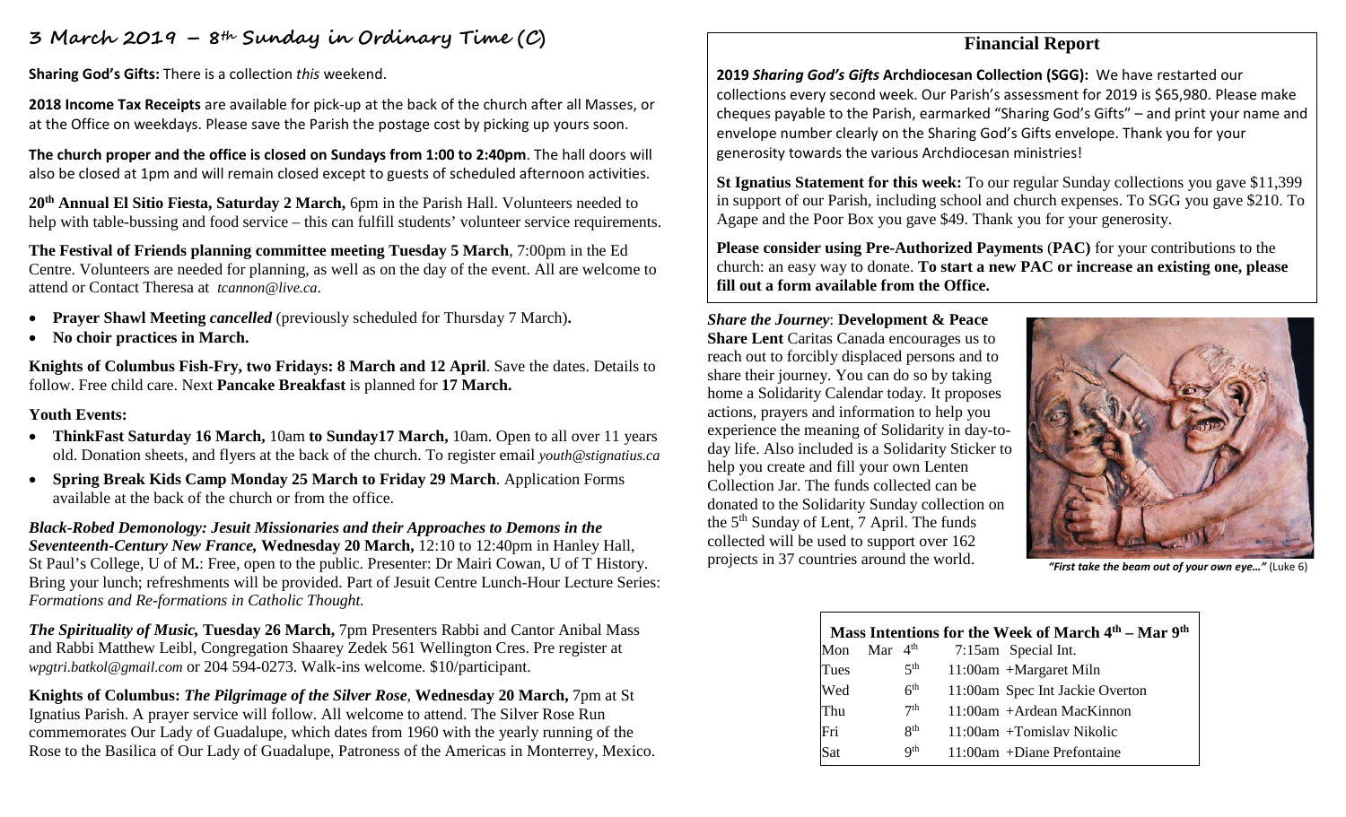# 3 March 2019 – 8th Sunday in Ordinary Time (C)

**Sharing God's Gifts:** There is a collection *this* weekend.

**2018 Income Tax Receipts** are available for pick-up at the back of the church after all Masses, or at the Office on weekdays. Please save the Parish the postage cost by picking up yours soon.

**The church proper and the office is closed on Sundays from 1:00 to 2:40pm**. The hall doors will also be closed at 1pm and will remain closed except to guests of scheduled afternoon activities.

**20th Annual El Sitio Fiesta, Saturday 2 March,** 6pm in the Parish Hall. Volunteers needed to help with table-bussing and food service – this can fulfill students' volunteer service requirements.

**The Festival of Friends planning committee meeting Tuesday 5 March**, 7:00pm in the Ed Centre. Volunteers are needed for planning, as well as on the day of the event. All are welcome to attend or Contact Theresa at *tcannon@live.ca*.

- **Prayer Shawl Meeting *cancelled*** (previously scheduled for Thursday 7 March)**.**
- **No choir practices in March.**

**Knights of Columbus Fish-Fry, two Fridays: 8 March and 12 April**. Save the dates. Details to follow. Free child care. Next **Pancake Breakfast** is planned for **17 March.**

**Youth Events:**

- **ThinkFast Saturday 16 March,** 10am **to Sunday17 March,** 10am. Open to all over 11 years old. Donation sheets, and flyers at the back of the church. To register email *youth@stignatius.ca*
- **Spring Break Kids Camp Monday 25 March to Friday 29 March**. Application Forms available at the back of the church or from the office.

***Black-Robed Demonology: Jesuit Missionaries and their Approaches to Demons in the Seventeenth-Century New France,* Wednesday 20 March,** 12:10 to 12:40pm in Hanley Hall, St Paul's College, U of M**.**: Free, open to the public. Presenter: Dr Mairi Cowan, U of T History. Bring your lunch; refreshments will be provided. Part of Jesuit Centre Lunch-Hour Lecture Series: *Formations and Re-formations in Catholic Thought.*

***The Spirituality of Music,* Tuesday 26 March,** 7pm Presenters Rabbi and Cantor Anibal Mass and Rabbi Matthew Leibl, Congregation Shaarey Zedek 561 Wellington Cres. Pre register at *wpgtri.batkol@gmail.com* or 204 594-0273. Walk-ins welcome. $10/participant.

**Knights of Columbus: *The Pilgrimage of the Silver Rose*, Wednesday 20 March,** 7pm at St Ignatius Parish. A prayer service will follow. All welcome to attend. The Silver Rose Run commemorates Our Lady of Guadalupe, which dates from 1960 with the yearly running of the Rose to the Basilica of Our Lady of Guadalupe, Patroness of the Americas in Monterrey, Mexico.

## Financial Report

**2019 *Sharing God's Gifts* Archdiocesan Collection (SGG):** We have restarted our collections every second week. Our Parish's assessment for 2019 is $65,980. Please make cheques payable to the Parish, earmarked "Sharing God's Gifts" – and print your name and envelope number clearly on the Sharing God's Gifts envelope. Thank you for your generosity towards the various Archdiocesan ministries!

**St Ignatius Statement for this week:** To our regular Sunday collections you gave $11,399 in support of our Parish, including school and church expenses. To SGG you gave $210. To Agape and the Poor Box you gave $49. Thank you for your generosity.

**Please consider using Pre-Authorized Payments** (**PAC)** for your contributions to the church: an easy way to donate. **To start a new PAC or increase an existing one, please fill out a form available from the Office.**

***Share the Journey*: Development & Peace Share Lent** Caritas Canada encourages us to reach out to forcibly displaced persons and to share their journey. You can do so by taking home a Solidarity Calendar today. It proposes actions, prayers and information to help you experience the meaning of Solidarity in day-to-day life. Also included is a Solidarity Sticker to help you create and fill your own Lenten Collection Jar. The funds collected can be donated to the Solidarity Sunday collection on the 5th Sunday of Lent, 7 April. The funds collected will be used to support over 162 projects in 37 countries around the world.

*"First take the beam out of your own eye…"* (Luke 6)

**Mass Intentions for the Week of March 4th – Mar 9th**

| | | | |
|---|---|---|---|
| Mon | Mar 4th | 7:15am | Special Int. |
| Tues | 5th | 11:00am | +Margaret Miln |
| Wed | 6th | 11:00am | Spec Int Jackie Overton |
| Thu | 7th | 11:00am | +Ardean MacKinnon |
| Fri | 8th | 11:00am | +Tomislav Nikolic |
| Sat | 9th | 11:00am | +Diane Prefontaine |